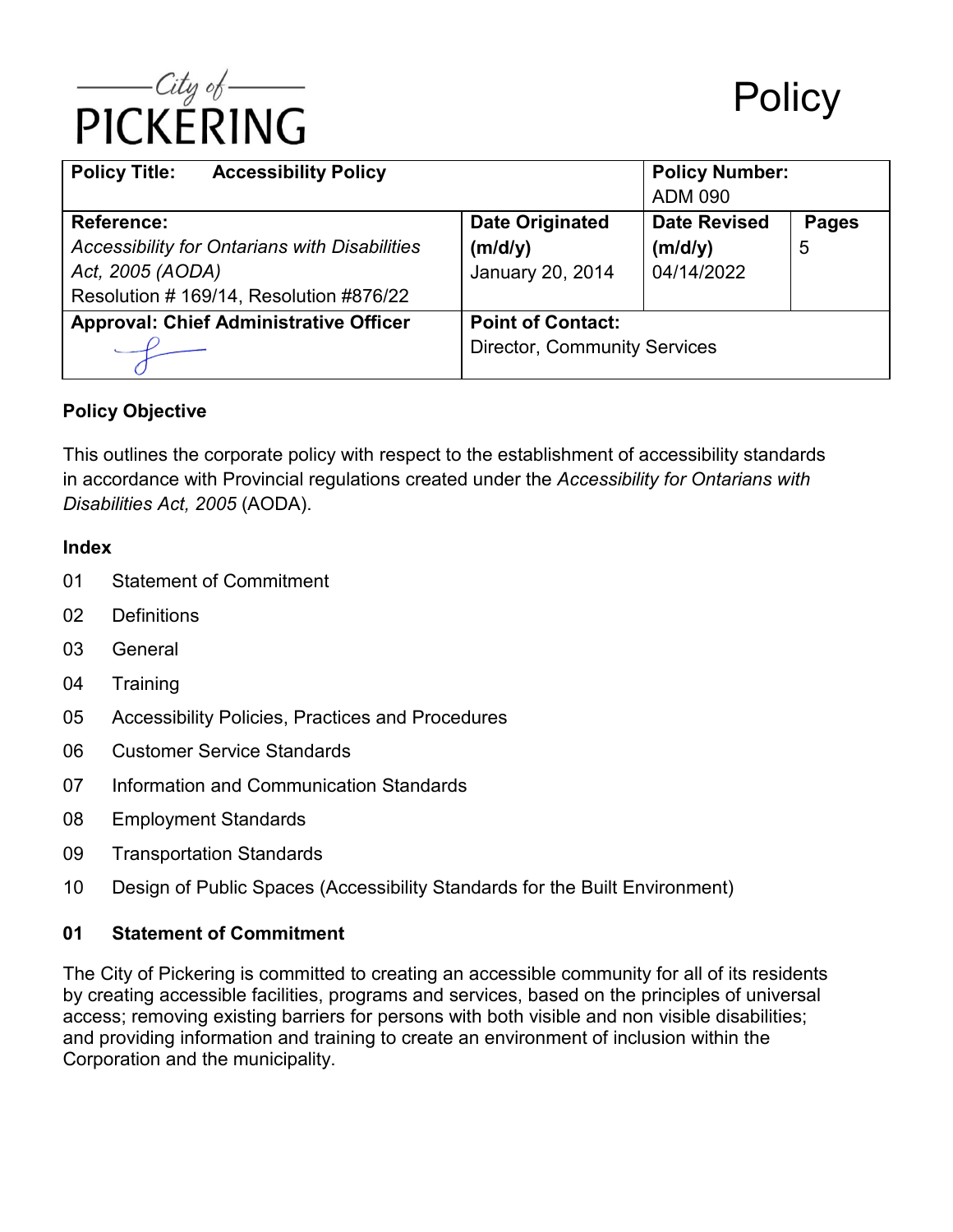City of PICKERING

# Policy

| Policy Title: **Accessibility Policy** | | Policy Number: ADM 090 | |
|---|---|---|---|
| **Reference:** *Accessibility for Ontarians with Disabilities Act, 2005 (AODA)* Resolution # 169/14, Resolution #876/22 | **Date Originated (m/d/y)** January 20, 2014 | **Date Revised (m/d/y)** 04/14/2022 | **Pages** 5 |
| **Approval: Chief Administrative Officer** | **Point of Contact:** Director, Community Services | | |

### Policy Objective

This outlines the corporate policy with respect to the establishment of accessibility standards in accordance with Provincial regulations created under the *Accessibility for Ontarians with Disabilities Act, 2005* (AODA).

### Index

01 Statement of Commitment

02 Definitions

03 General

04 Training

05 Accessibility Policies, Practices and Procedures

06 Customer Service Standards

07 Information and Communication Standards

08 Employment Standards

09 Transportation Standards

10 Design of Public Spaces (Accessibility Standards for the Built Environment)

### 01 Statement of Commitment

The City of Pickering is committed to creating an accessible community for all of its residents by creating accessible facilities, programs and services, based on the principles of universal access; removing existing barriers for persons with both visible and non visible disabilities; and providing information and training to create an environment of inclusion within the Corporation and the municipality.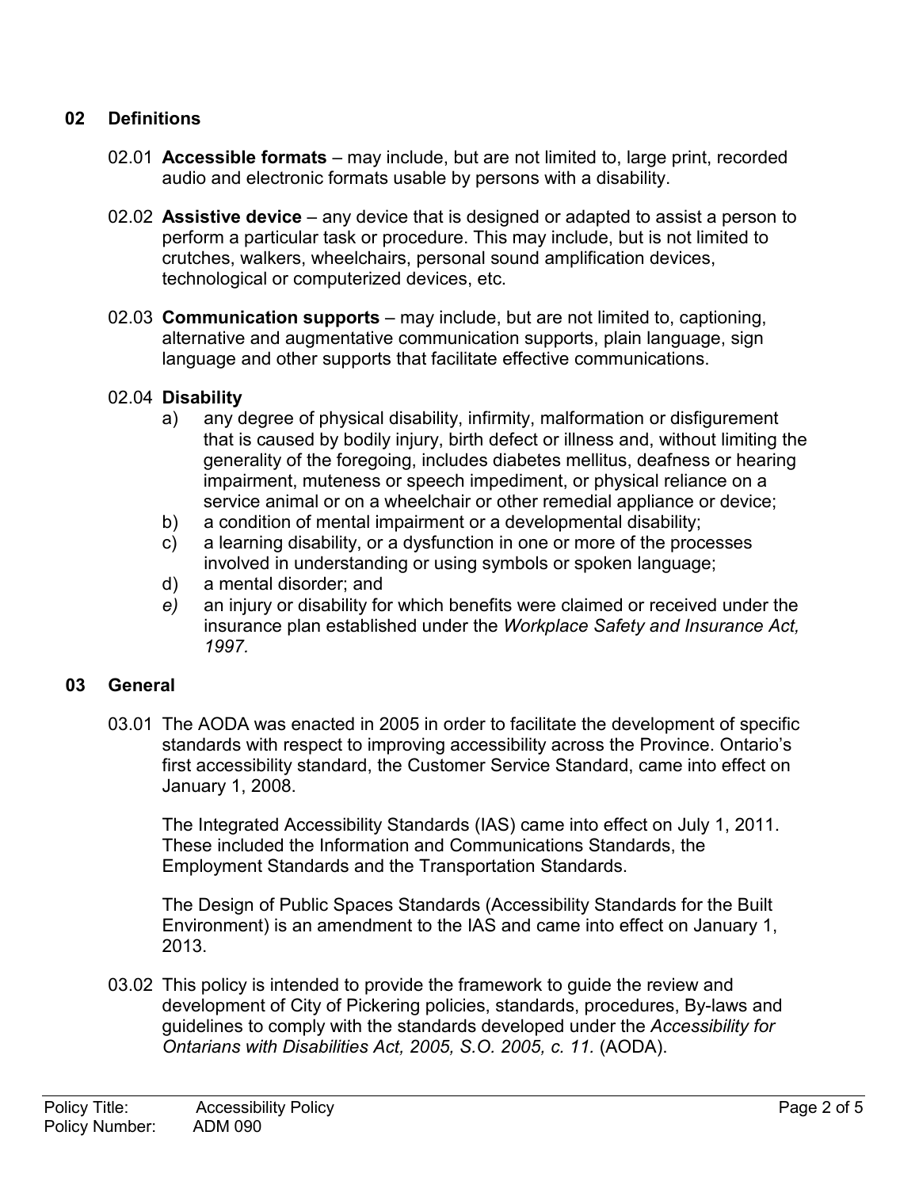## 02 Definitions

02.01 **Accessible formats** – may include, but are not limited to, large print, recorded audio and electronic formats usable by persons with a disability.

02.02 **Assistive device** – any device that is designed or adapted to assist a person to perform a particular task or procedure. This may include, but is not limited to crutches, walkers, wheelchairs, personal sound amplification devices, technological or computerized devices, etc.

02.03 **Communication supports** – may include, but are not limited to, captioning, alternative and augmentative communication supports, plain language, sign language and other supports that facilitate effective communications.

02.04 **Disability**

a) any degree of physical disability, infirmity, malformation or disfigurement that is caused by bodily injury, birth defect or illness and, without limiting the generality of the foregoing, includes diabetes mellitus, deafness or hearing impairment, muteness or speech impediment, or physical reliance on a service animal or on a wheelchair or other remedial appliance or device;

b) a condition of mental impairment or a developmental disability;

c) a learning disability, or a dysfunction in one or more of the processes involved in understanding or using symbols or spoken language;

d) a mental disorder; and

*e)* an injury or disability for which benefits were claimed or received under the insurance plan established under the *Workplace Safety and Insurance Act, 1997.*

## 03 General

03.01 The AODA was enacted in 2005 in order to facilitate the development of specific standards with respect to improving accessibility across the Province. Ontario's first accessibility standard, the Customer Service Standard, came into effect on January 1, 2008.

The Integrated Accessibility Standards (IAS) came into effect on July 1, 2011. These included the Information and Communications Standards, the Employment Standards and the Transportation Standards.

The Design of Public Spaces Standards (Accessibility Standards for the Built Environment) is an amendment to the IAS and came into effect on January 1, 2013.

03.02 This policy is intended to provide the framework to guide the review and development of City of Pickering policies, standards, procedures, By-laws and guidelines to comply with the standards developed under the *Accessibility for Ontarians with Disabilities Act, 2005, S.O. 2005, c. 11.* (AODA).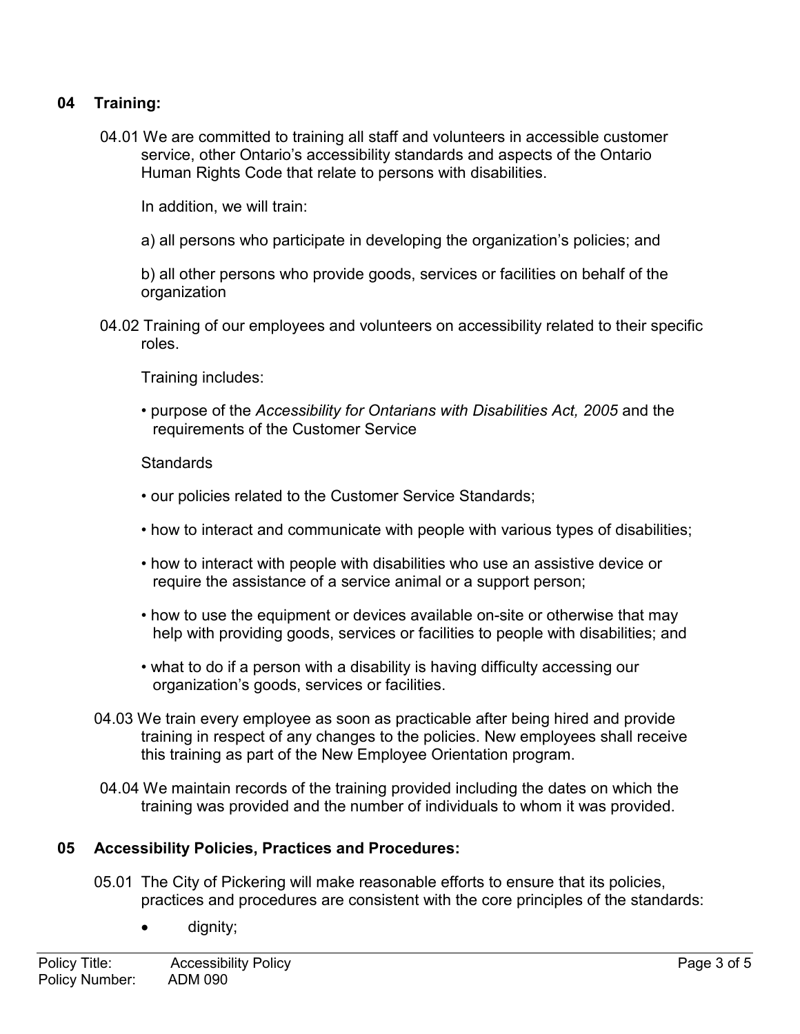## 04 Training:

04.01 We are committed to training all staff and volunteers in accessible customer service, other Ontario's accessibility standards and aspects of the Ontario Human Rights Code that relate to persons with disabilities.

In addition, we will train:

a) all persons who participate in developing the organization's policies; and

b) all other persons who provide goods, services or facilities on behalf of the organization

04.02 Training of our employees and volunteers on accessibility related to their specific roles.

Training includes:

- purpose of the *Accessibility for Ontarians with Disabilities Act, 2005* and the requirements of the Customer Service

Standards

- our policies related to the Customer Service Standards;
- how to interact and communicate with people with various types of disabilities;
- how to interact with people with disabilities who use an assistive device or require the assistance of a service animal or a support person;
- how to use the equipment or devices available on-site or otherwise that may help with providing goods, services or facilities to people with disabilities; and
- what to do if a person with a disability is having difficulty accessing our organization's goods, services or facilities.

04.03 We train every employee as soon as practicable after being hired and provide training in respect of any changes to the policies. New employees shall receive this training as part of the New Employee Orientation program.

04.04 We maintain records of the training provided including the dates on which the training was provided and the number of individuals to whom it was provided.

## 05 Accessibility Policies, Practices and Procedures:

05.01 The City of Pickering will make reasonable efforts to ensure that its policies, practices and procedures are consistent with the core principles of the standards:

- dignity;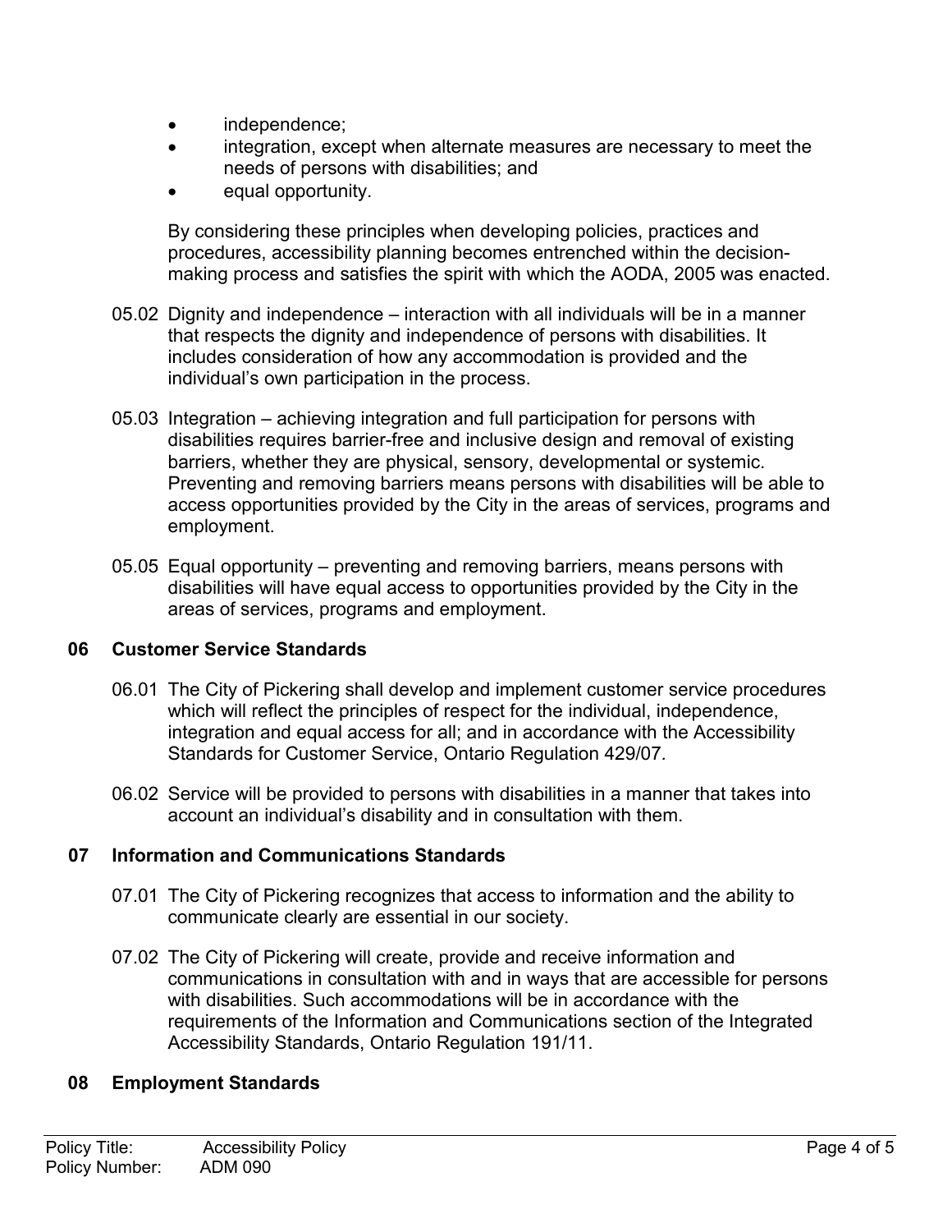- independence;
- integration, except when alternate measures are necessary to meet the needs of persons with disabilities; and
- equal opportunity.

By considering these principles when developing policies, practices and procedures, accessibility planning becomes entrenched within the decision-making process and satisfies the spirit with which the AODA, 2005 was enacted.

05.02 Dignity and independence – interaction with all individuals will be in a manner that respects the dignity and independence of persons with disabilities. It includes consideration of how any accommodation is provided and the individual's own participation in the process.

05.03 Integration – achieving integration and full participation for persons with disabilities requires barrier-free and inclusive design and removal of existing barriers, whether they are physical, sensory, developmental or systemic. Preventing and removing barriers means persons with disabilities will be able to access opportunities provided by the City in the areas of services, programs and employment.

05.05 Equal opportunity – preventing and removing barriers, means persons with disabilities will have equal access to opportunities provided by the City in the areas of services, programs and employment.

## 06 Customer Service Standards

06.01 The City of Pickering shall develop and implement customer service procedures which will reflect the principles of respect for the individual, independence, integration and equal access for all; and in accordance with the Accessibility Standards for Customer Service, Ontario Regulation 429/07.

06.02 Service will be provided to persons with disabilities in a manner that takes into account an individual's disability and in consultation with them.

## 07 Information and Communications Standards

07.01 The City of Pickering recognizes that access to information and the ability to communicate clearly are essential in our society.

07.02 The City of Pickering will create, provide and receive information and communications in consultation with and in ways that are accessible for persons with disabilities. Such accommodations will be in accordance with the requirements of the Information and Communications section of the Integrated Accessibility Standards, Ontario Regulation 191/11.

## 08 Employment Standards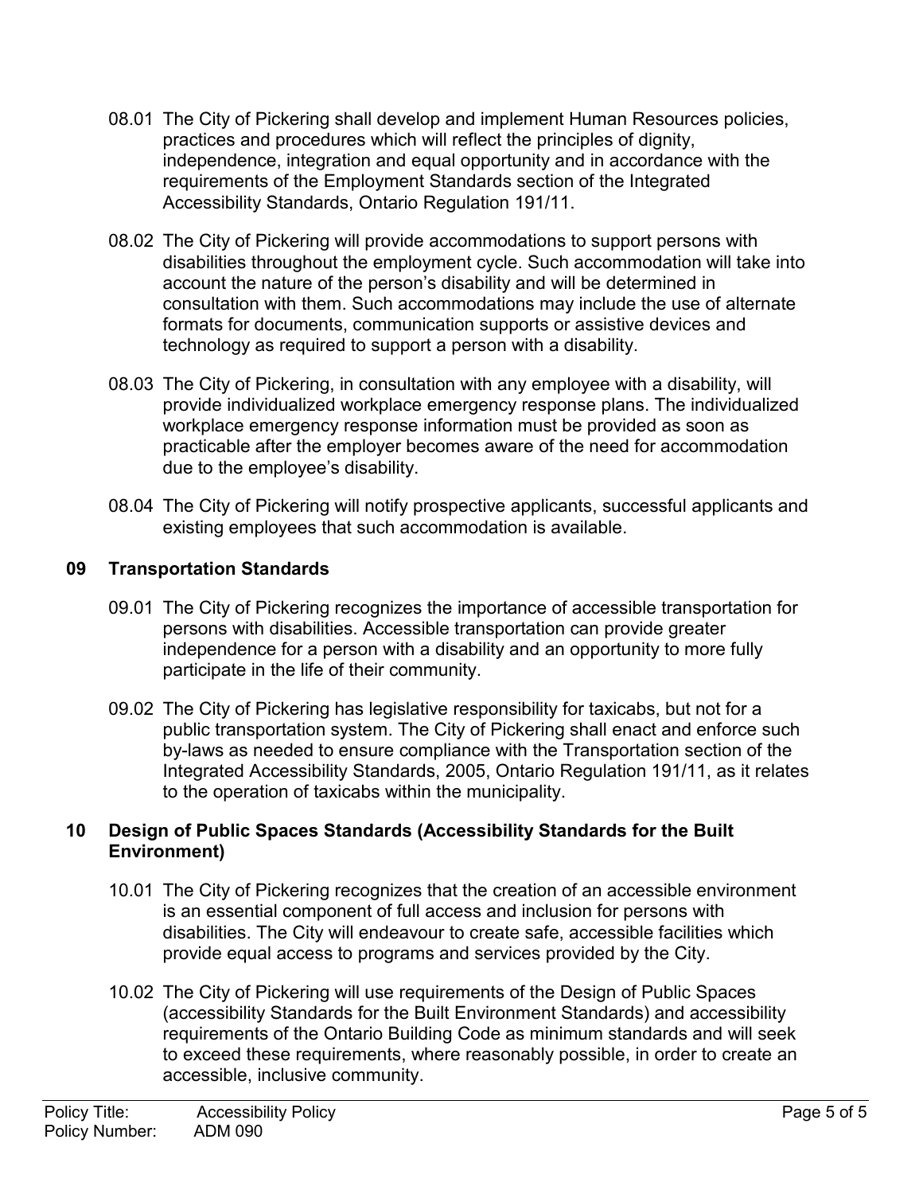08.01 The City of Pickering shall develop and implement Human Resources policies, practices and procedures which will reflect the principles of dignity, independence, integration and equal opportunity and in accordance with the requirements of the Employment Standards section of the Integrated Accessibility Standards, Ontario Regulation 191/11.

08.02 The City of Pickering will provide accommodations to support persons with disabilities throughout the employment cycle. Such accommodation will take into account the nature of the person's disability and will be determined in consultation with them. Such accommodations may include the use of alternate formats for documents, communication supports or assistive devices and technology as required to support a person with a disability.

08.03 The City of Pickering, in consultation with any employee with a disability, will provide individualized workplace emergency response plans. The individualized workplace emergency response information must be provided as soon as practicable after the employer becomes aware of the need for accommodation due to the employee's disability.

08.04 The City of Pickering will notify prospective applicants, successful applicants and existing employees that such accommodation is available.

## 09 Transportation Standards

09.01 The City of Pickering recognizes the importance of accessible transportation for persons with disabilities. Accessible transportation can provide greater independence for a person with a disability and an opportunity to more fully participate in the life of their community.

09.02 The City of Pickering has legislative responsibility for taxicabs, but not for a public transportation system. The City of Pickering shall enact and enforce such by-laws as needed to ensure compliance with the Transportation section of the Integrated Accessibility Standards, 2005, Ontario Regulation 191/11, as it relates to the operation of taxicabs within the municipality.

## 10 Design of Public Spaces Standards (Accessibility Standards for the Built Environment)

10.01 The City of Pickering recognizes that the creation of an accessible environment is an essential component of full access and inclusion for persons with disabilities. The City will endeavour to create safe, accessible facilities which provide equal access to programs and services provided by the City.

10.02 The City of Pickering will use requirements of the Design of Public Spaces (accessibility Standards for the Built Environment Standards) and accessibility requirements of the Ontario Building Code as minimum standards and will seek to exceed these requirements, where reasonably possible, in order to create an accessible, inclusive community.